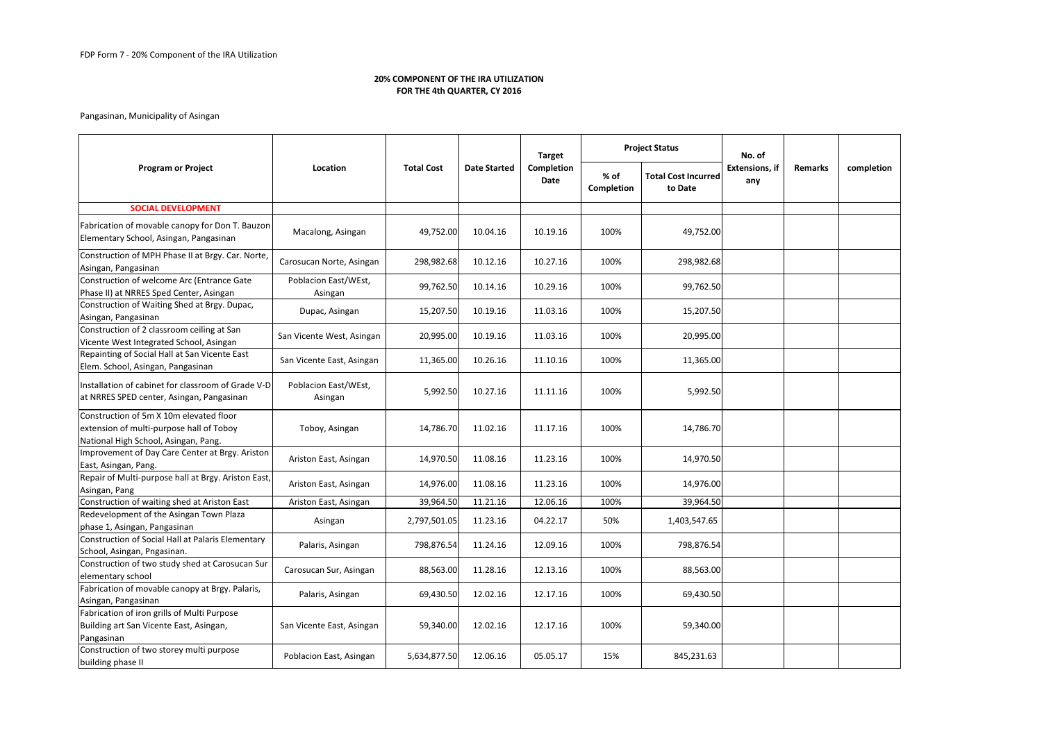FDP Form 7 - 20% Component of the IRA Utilization

**20% COMPONENT OF THE IRA UTILIZATION**
**FOR THE 4th QUARTER, CY 2016**

Pangasinan, Municipality of Asingan

| Program or Project | Location | Total Cost | Date Started | Target Completion Date | Project Status | | No. of Extensions, if any | Remarks | completion |
|---|---|---|---|---|---|---|---|---|---|
| | | | | | % of Completion | Total Cost Incurred to Date | | | |
| **SOCIAL DEVELOPMENT** | | | | | | | | | |
| Fabrication of movable canopy for Don T. Bauzon Elementary School, Asingan, Pangasinan | Macalong, Asingan | 49,752.00 | 10.04.16 | 10.19.16 | 100% | 49,752.00 | | | |
| Construction of MPH Phase II at Brgy. Car. Norte, Asingan, Pangasinan | Carosucan Norte, Asingan | 298,982.68 | 10.12.16 | 10.27.16 | 100% | 298,982.68 | | | |
| Construction of welcome Arc (Entrance Gate Phase II) at NRRES Sped Center, Asingan | Poblacion East/WEst, Asingan | 99,762.50 | 10.14.16 | 10.29.16 | 100% | 99,762.50 | | | |
| Construction of Waiting Shed at Brgy. Dupac, Asingan, Pangasinan | Dupac, Asingan | 15,207.50 | 10.19.16 | 11.03.16 | 100% | 15,207.50 | | | |
| Construction of 2 classroom ceiling at San Vicente West Integrated School, Asingan | San Vicente West, Asingan | 20,995.00 | 10.19.16 | 11.03.16 | 100% | 20,995.00 | | | |
| Repainting of Social Hall at San Vicente East Elem. School, Asingan, Pangasinan | San Vicente East, Asingan | 11,365.00 | 10.26.16 | 11.10.16 | 100% | 11,365.00 | | | |
| Installation of cabinet for classroom of Grade V-D at NRRES SPED center, Asingan, Pangasinan | Poblacion East/WEst, Asingan | 5,992.50 | 10.27.16 | 11.11.16 | 100% | 5,992.50 | | | |
| Construction of 5m X 10m elevated floor extension of multi-purpose hall of Toboy National High School, Asingan, Pang. | Toboy, Asingan | 14,786.70 | 11.02.16 | 11.17.16 | 100% | 14,786.70 | | | |
| Improvement of Day Care Center at Brgy. Ariston East, Asingan, Pang. | Ariston East, Asingan | 14,970.50 | 11.08.16 | 11.23.16 | 100% | 14,970.50 | | | |
| Repair of Multi-purpose hall at Brgy. Ariston East, Asingan, Pang | Ariston East, Asingan | 14,976.00 | 11.08.16 | 11.23.16 | 100% | 14,976.00 | | | |
| Construction of waiting shed at Ariston East | Ariston East, Asingan | 39,964.50 | 11.21.16 | 12.06.16 | 100% | 39,964.50 | | | |
| Redevelopment of the Asingan Town Plaza phase 1, Asingan, Pangasinan | Asingan | 2,797,501.05 | 11.23.16 | 04.22.17 | 50% | 1,403,547.65 | | | |
| Construction of Social Hall at Palaris Elementary School, Asingan, Pngasinan. | Palaris, Asingan | 798,876.54 | 11.24.16 | 12.09.16 | 100% | 798,876.54 | | | |
| Construction of two study shed at Carosucan Sur elementary school | Carosucan Sur, Asingan | 88,563.00 | 11.28.16 | 12.13.16 | 100% | 88,563.00 | | | |
| Fabrication of movable canopy at Brgy. Palaris, Asingan, Pangasinan | Palaris, Asingan | 69,430.50 | 12.02.16 | 12.17.16 | 100% | 69,430.50 | | | |
| Fabrication of iron grills of Multi Purpose Building art San Vicente East, Asingan, Pangasinan | San Vicente East, Asingan | 59,340.00 | 12.02.16 | 12.17.16 | 100% | 59,340.00 | | | |
| Construction of two storey multi purpose building phase II | Poblacion East, Asingan | 5,634,877.50 | 12.06.16 | 05.05.17 | 15% | 845,231.63 | | | |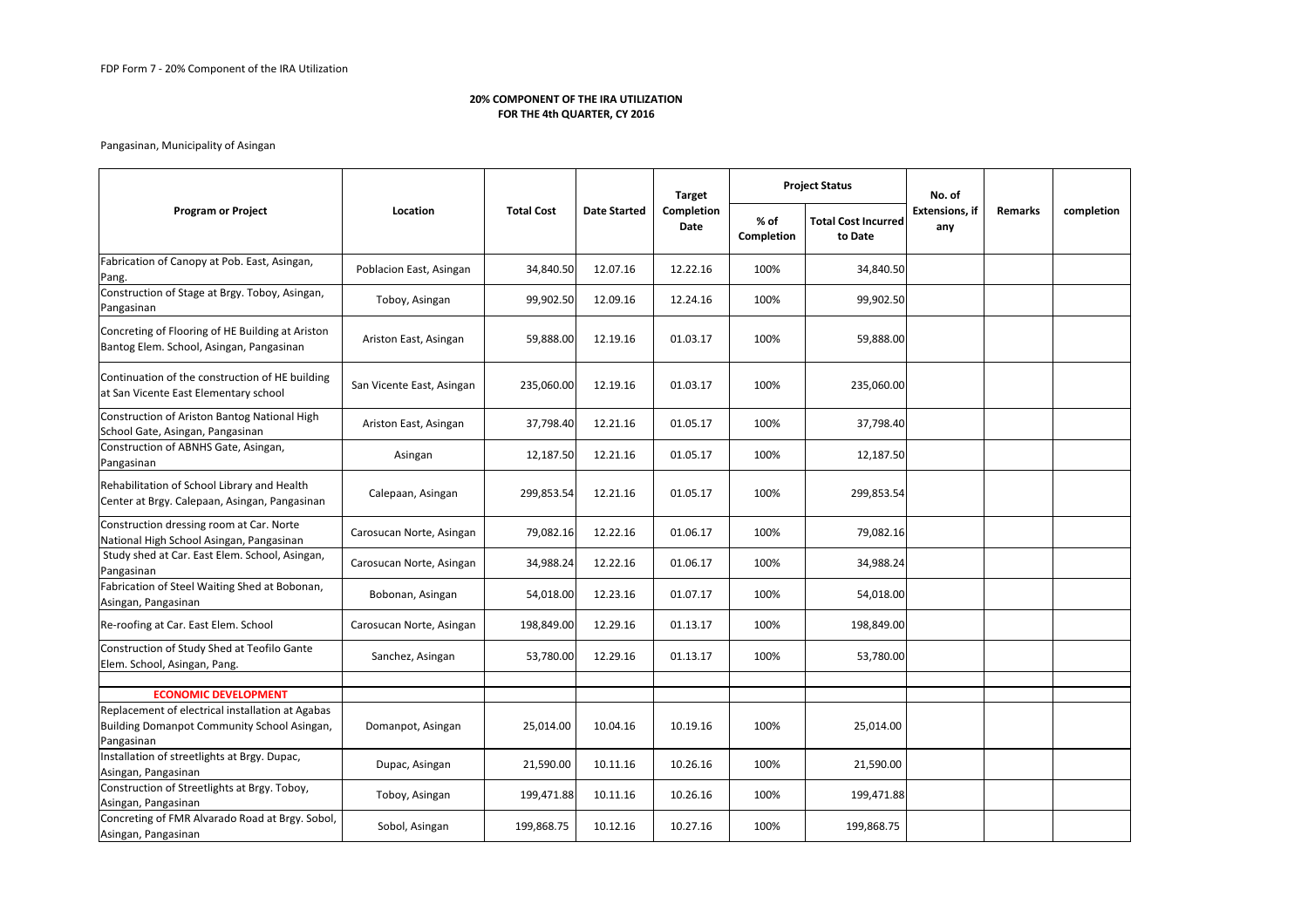FDP Form 7 - 20% Component of the IRA Utilization

**20% COMPONENT OF THE IRA UTILIZATION**
**FOR THE 4th QUARTER, CY 2016**

Pangasinan, Municipality of Asingan

| Program or Project | Location | Total Cost | Date Started | Target Completion Date | Project Status | | No. of Extensions, if any | Remarks | completion |
|---|---|---|---|---|---|---|---|---|---|
| | | | | | % of Completion | Total Cost Incurred to Date | | | |
| Fabrication of Canopy at Pob. East, Asingan, Pang. | Poblacion East, Asingan | 34,840.50 | 12.07.16 | 12.22.16 | 100% | 34,840.50 | | | |
| Construction of Stage at Brgy. Toboy, Asingan, Pangasinan | Toboy, Asingan | 99,902.50 | 12.09.16 | 12.24.16 | 100% | 99,902.50 | | | |
| Concreting of Flooring of HE Building at Ariston Bantog Elem. School, Asingan, Pangasinan | Ariston East, Asingan | 59,888.00 | 12.19.16 | 01.03.17 | 100% | 59,888.00 | | | |
| Continuation of the construction of HE building at San Vicente East Elementary school | San Vicente East, Asingan | 235,060.00 | 12.19.16 | 01.03.17 | 100% | 235,060.00 | | | |
| Construction of Ariston Bantog National High School Gate, Asingan, Pangasinan | Ariston East, Asingan | 37,798.40 | 12.21.16 | 01.05.17 | 100% | 37,798.40 | | | |
| Construction of ABNHS Gate, Asingan, Pangasinan | Asingan | 12,187.50 | 12.21.16 | 01.05.17 | 100% | 12,187.50 | | | |
| Rehabilitation of School Library and Health Center at Brgy. Calepaan, Asingan, Pangasinan | Calepaan, Asingan | 299,853.54 | 12.21.16 | 01.05.17 | 100% | 299,853.54 | | | |
| Construction dressing room at Car. Norte National High School Asingan, Pangasinan | Carosucan Norte, Asingan | 79,082.16 | 12.22.16 | 01.06.17 | 100% | 79,082.16 | | | |
| Study shed at Car. East Elem. School, Asingan, Pangasinan | Carosucan Norte, Asingan | 34,988.24 | 12.22.16 | 01.06.17 | 100% | 34,988.24 | | | |
| Fabrication of Steel Waiting Shed at Bobonan, Asingan, Pangasinan | Bobonan, Asingan | 54,018.00 | 12.23.16 | 01.07.17 | 100% | 54,018.00 | | | |
| Re-roofing at Car. East Elem. School | Carosucan Norte, Asingan | 198,849.00 | 12.29.16 | 01.13.17 | 100% | 198,849.00 | | | |
| Construction of Study Shed at Teofilo Gante Elem. School, Asingan, Pang. | Sanchez, Asingan | 53,780.00 | 12.29.16 | 01.13.17 | 100% | 53,780.00 | | | |
| | | | | | | | | | |
| **ECONOMIC DEVELOPMENT** | | | | | | | | | |
| Replacement of electrical installation at Agabas Building Domanpot Community School Asingan, Pangasinan | Domanpot, Asingan | 25,014.00 | 10.04.16 | 10.19.16 | 100% | 25,014.00 | | | |
| Installation of streetlights at Brgy. Dupac, Asingan, Pangasinan | Dupac, Asingan | 21,590.00 | 10.11.16 | 10.26.16 | 100% | 21,590.00 | | | |
| Construction of Streetlights at Brgy. Toboy, Asingan, Pangasinan | Toboy, Asingan | 199,471.88 | 10.11.16 | 10.26.16 | 100% | 199,471.88 | | | |
| Concreting of FMR Alvarado Road at Brgy. Sobol, Asingan, Pangasinan | Sobol, Asingan | 199,868.75 | 10.12.16 | 10.27.16 | 100% | 199,868.75 | | | |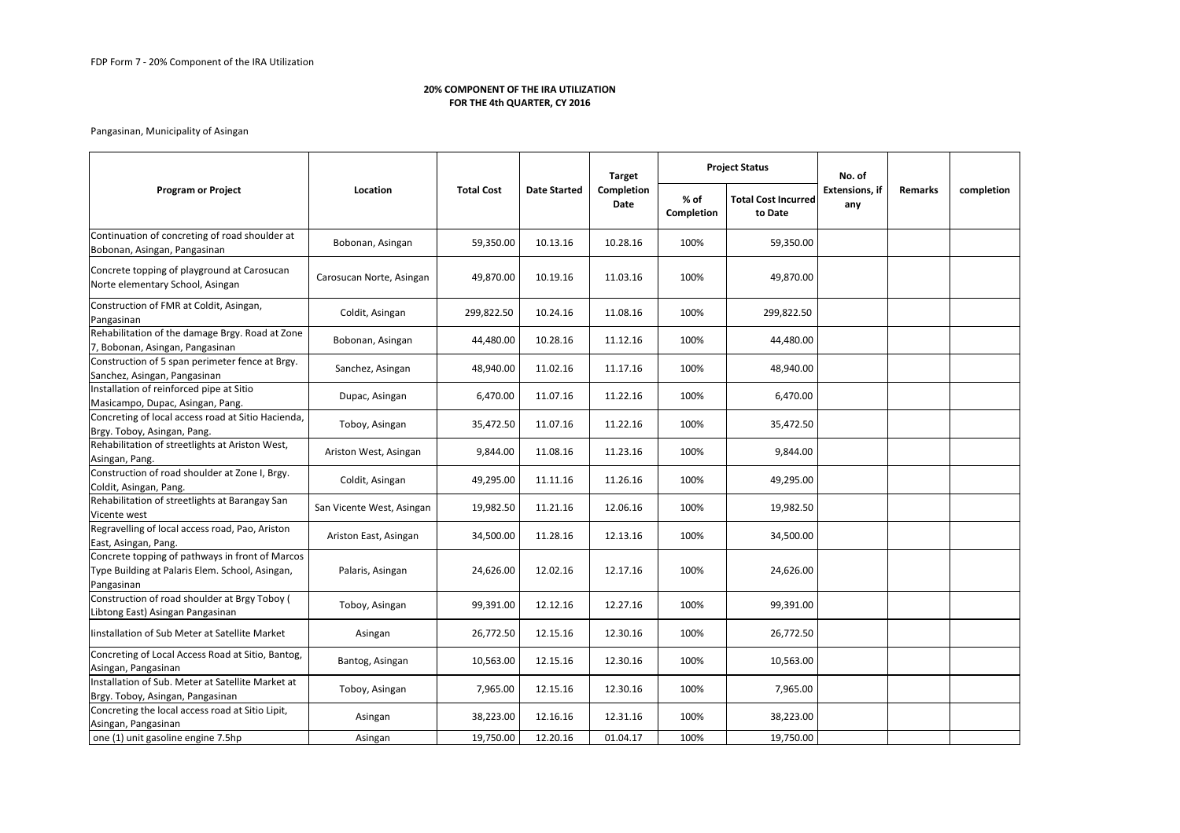FDP Form 7 - 20% Component of the IRA Utilization

**20% COMPONENT OF THE IRA UTILIZATION**
**FOR THE 4th QUARTER, CY 2016**

Pangasinan, Municipality of Asingan

| Program or Project | Location | Total Cost | Date Started | Target Completion Date | Project Status | | No. of Extensions, if any | Remarks | completion |
|---|---|---|---|---|---|---|---|---|---|
| | | | | | % of Completion | Total Cost Incurred to Date | | | |
| Continuation of concreting of road shoulder at Bobonan, Asingan, Pangasinan | Bobonan, Asingan | 59,350.00 | 10.13.16 | 10.28.16 | 100% | 59,350.00 | | | |
| Concrete topping of playground at Carosucan Norte elementary School, Asingan | Carosucan Norte, Asingan | 49,870.00 | 10.19.16 | 11.03.16 | 100% | 49,870.00 | | | |
| Construction of FMR at Coldit, Asingan, Pangasinan | Coldit, Asingan | 299,822.50 | 10.24.16 | 11.08.16 | 100% | 299,822.50 | | | |
| Rehabilitation of the damage Brgy. Road at Zone 7, Bobonan, Asingan, Pangasinan | Bobonan, Asingan | 44,480.00 | 10.28.16 | 11.12.16 | 100% | 44,480.00 | | | |
| Construction of 5 span perimeter fence at Brgy. Sanchez, Asingan, Pangasinan | Sanchez, Asingan | 48,940.00 | 11.02.16 | 11.17.16 | 100% | 48,940.00 | | | |
| Installation of reinforced pipe at Sitio Masicampo, Dupac, Asingan, Pang. | Dupac, Asingan | 6,470.00 | 11.07.16 | 11.22.16 | 100% | 6,470.00 | | | |
| Concreting of local access road at Sitio Hacienda, Brgy. Toboy, Asingan, Pang. | Toboy, Asingan | 35,472.50 | 11.07.16 | 11.22.16 | 100% | 35,472.50 | | | |
| Rehabilitation of streetlights at Ariston West, Asingan, Pang. | Ariston West, Asingan | 9,844.00 | 11.08.16 | 11.23.16 | 100% | 9,844.00 | | | |
| Construction of road shoulder at Zone I, Brgy. Coldit, Asingan, Pang. | Coldit, Asingan | 49,295.00 | 11.11.16 | 11.26.16 | 100% | 49,295.00 | | | |
| Rehabilitation of streetlights at Barangay San Vicente west | San Vicente West, Asingan | 19,982.50 | 11.21.16 | 12.06.16 | 100% | 19,982.50 | | | |
| Regravelling of local access road, Pao, Ariston East, Asingan, Pang. | Ariston East, Asingan | 34,500.00 | 11.28.16 | 12.13.16 | 100% | 34,500.00 | | | |
| Concrete topping of pathways in front of Marcos Type Building at Palaris Elem. School, Asingan, Pangasinan | Palaris, Asingan | 24,626.00 | 12.02.16 | 12.17.16 | 100% | 24,626.00 | | | |
| Construction of road shoulder at Brgy Toboy ( Libtong East) Asingan Pangasinan | Toboy, Asingan | 99,391.00 | 12.12.16 | 12.27.16 | 100% | 99,391.00 | | | |
| Iinstallation of Sub Meter at Satellite Market | Asingan | 26,772.50 | 12.15.16 | 12.30.16 | 100% | 26,772.50 | | | |
| Concreting of Local Access Road at Sitio, Bantog, Asingan, Pangasinan | Bantog, Asingan | 10,563.00 | 12.15.16 | 12.30.16 | 100% | 10,563.00 | | | |
| Installation of Sub. Meter at Satellite Market at Brgy. Toboy, Asingan, Pangasinan | Toboy, Asingan | 7,965.00 | 12.15.16 | 12.30.16 | 100% | 7,965.00 | | | |
| Concreting the local access road at Sitio Lipit, Asingan, Pangasinan | Asingan | 38,223.00 | 12.16.16 | 12.31.16 | 100% | 38,223.00 | | | |
| one (1) unit gasoline engine 7.5hp | Asingan | 19,750.00 | 12.20.16 | 01.04.17 | 100% | 19,750.00 | | | |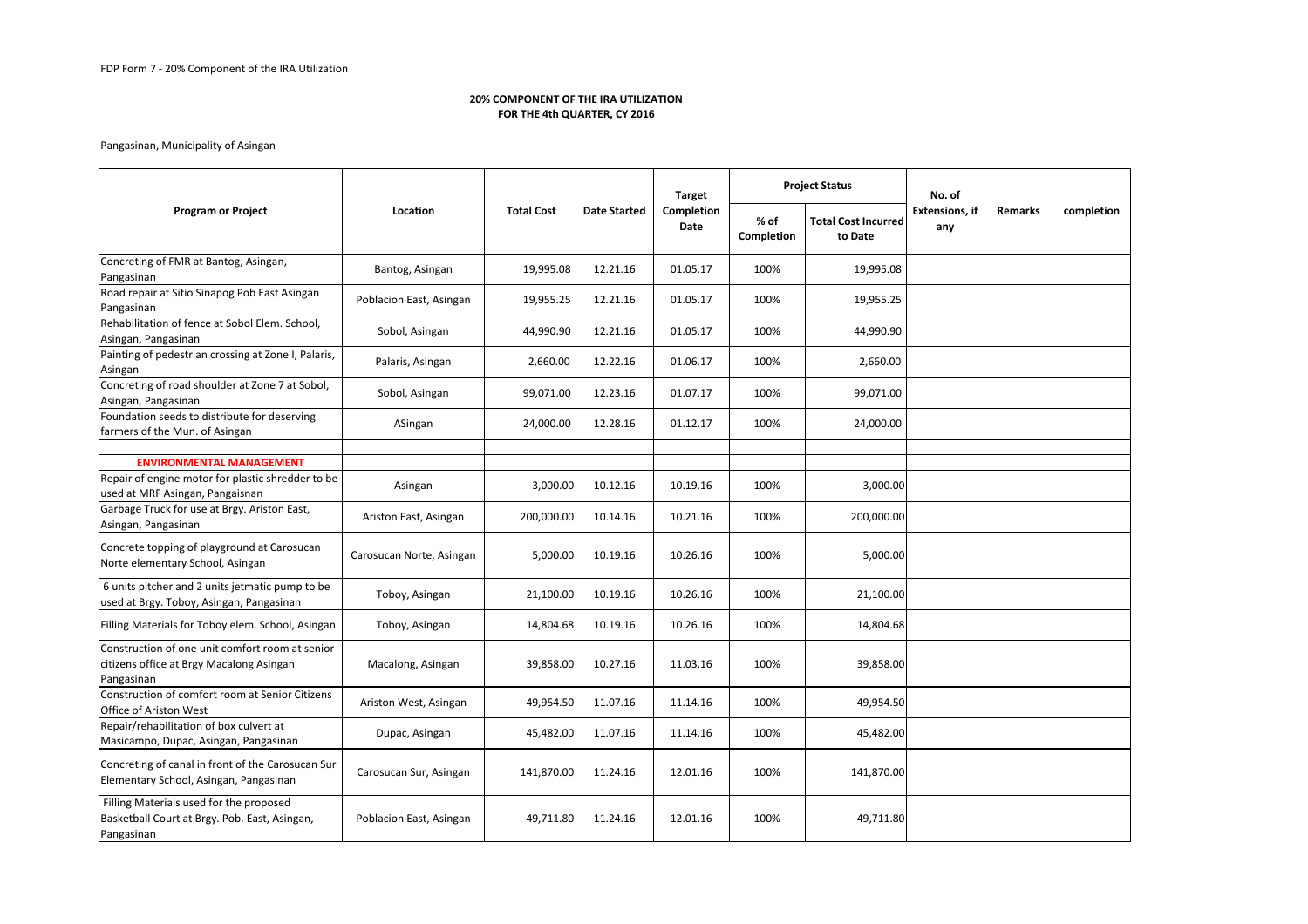FDP Form 7 - 20% Component of the IRA Utilization

**20% COMPONENT OF THE IRA UTILIZATION**
**FOR THE 4th QUARTER, CY 2016**

Pangasinan, Municipality of Asingan

| Program or Project | Location | Total Cost | Date Started | Target Completion Date | Project Status | | No. of Extensions, if any | Remarks | completion |
|---|---|---|---|---|---|---|---|---|---|
| | | | | | % of Completion | Total Cost Incurred to Date | | | |
| Concreting of FMR at Bantog, Asingan, Pangasinan | Bantog, Asingan | 19,995.08 | 12.21.16 | 01.05.17 | 100% | 19,995.08 | | | |
| Road repair at Sitio Sinapog Pob East Asingan Pangasinan | Poblacion East, Asingan | 19,955.25 | 12.21.16 | 01.05.17 | 100% | 19,955.25 | | | |
| Rehabilitation of fence at Sobol Elem. School, Asingan, Pangasinan | Sobol, Asingan | 44,990.90 | 12.21.16 | 01.05.17 | 100% | 44,990.90 | | | |
| Painting of pedestrian crossing at Zone I, Palaris, Asingan | Palaris, Asingan | 2,660.00 | 12.22.16 | 01.06.17 | 100% | 2,660.00 | | | |
| Concreting of road shoulder at Zone 7 at Sobol, Asingan, Pangasinan | Sobol, Asingan | 99,071.00 | 12.23.16 | 01.07.17 | 100% | 99,071.00 | | | |
| Foundation seeds to distribute for deserving farmers of the Mun. of Asingan | ASingan | 24,000.00 | 12.28.16 | 01.12.17 | 100% | 24,000.00 | | | |
| | | | | | | | | | |
| **ENVIRONMENTAL MANAGEMENT** | | | | | | | | | |
| Repair of engine motor for plastic shredder to be used at MRF Asingan, Pangaisnan | Asingan | 3,000.00 | 10.12.16 | 10.19.16 | 100% | 3,000.00 | | | |
| Garbage Truck for use at Brgy. Ariston East, Asingan, Pangasinan | Ariston East, Asingan | 200,000.00 | 10.14.16 | 10.21.16 | 100% | 200,000.00 | | | |
| Concrete topping of playground at Carosucan Norte elementary School, Asingan | Carosucan Norte, Asingan | 5,000.00 | 10.19.16 | 10.26.16 | 100% | 5,000.00 | | | |
| 6 units pitcher and 2 units jetmatic pump to be used at Brgy. Toboy, Asingan, Pangasinan | Toboy, Asingan | 21,100.00 | 10.19.16 | 10.26.16 | 100% | 21,100.00 | | | |
| Filling Materials for Toboy elem. School, Asingan | Toboy, Asingan | 14,804.68 | 10.19.16 | 10.26.16 | 100% | 14,804.68 | | | |
| Construction of one unit comfort room at senior citizens office at Brgy Macalong Asingan Pangasinan | Macalong, Asingan | 39,858.00 | 10.27.16 | 11.03.16 | 100% | 39,858.00 | | | |
| Construction of comfort room at Senior Citizens Office of Ariston West | Ariston West, Asingan | 49,954.50 | 11.07.16 | 11.14.16 | 100% | 49,954.50 | | | |
| Repair/rehabilitation of box culvert at Masicampo, Dupac, Asingan, Pangasinan | Dupac, Asingan | 45,482.00 | 11.07.16 | 11.14.16 | 100% | 45,482.00 | | | |
| Concreting of canal in front of the Carosucan Sur Elementary School, Asingan, Pangasinan | Carosucan Sur, Asingan | 141,870.00 | 11.24.16 | 12.01.16 | 100% | 141,870.00 | | | |
| Filling Materials used for the proposed Basketball Court at Brgy. Pob. East, Asingan, Pangasinan | Poblacion East, Asingan | 49,711.80 | 11.24.16 | 12.01.16 | 100% | 49,711.80 | | | |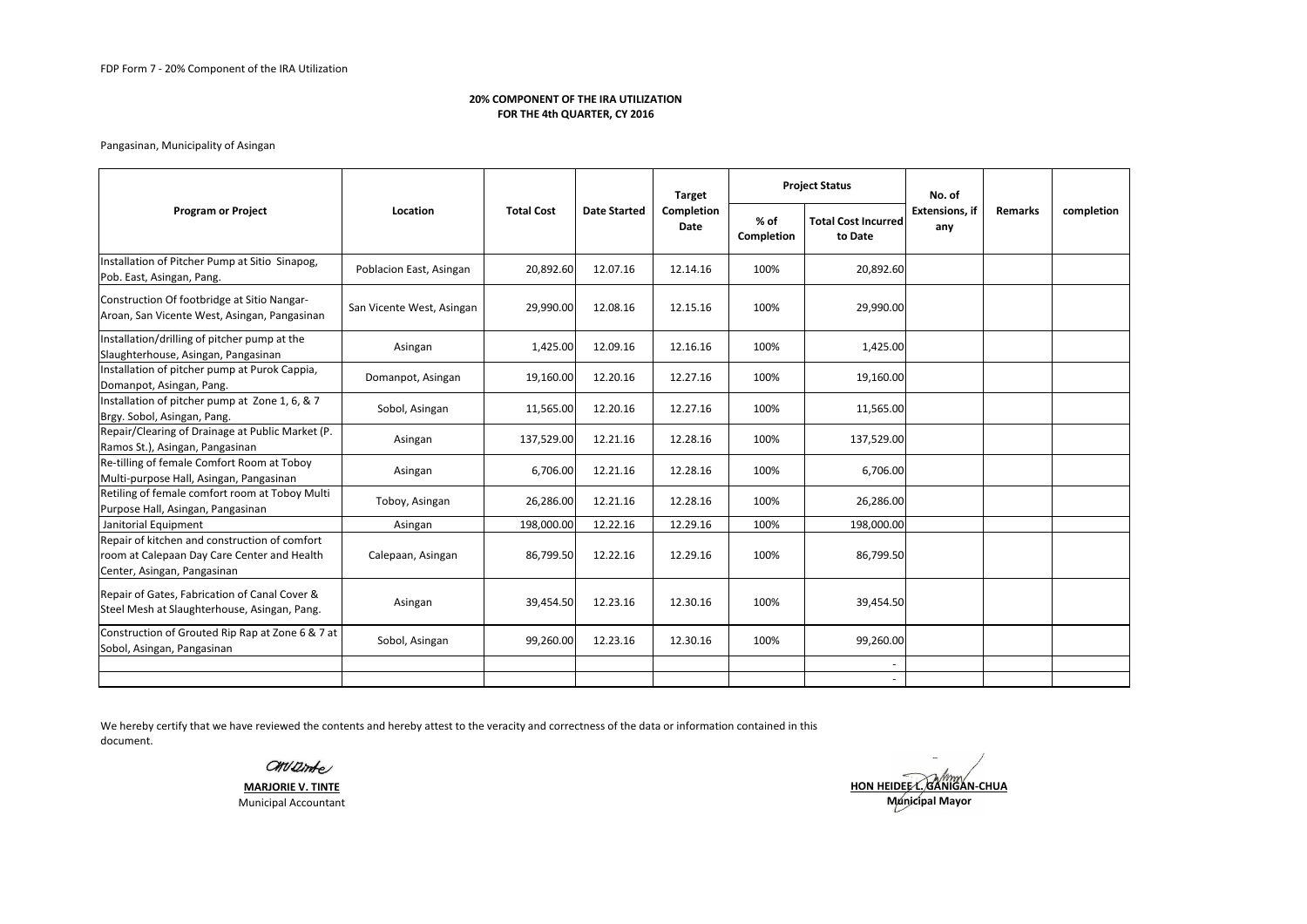FDP Form 7 - 20% Component of the IRA Utilization

**20% COMPONENT OF THE IRA UTILIZATION**
**FOR THE 4th QUARTER, CY 2016**

Pangasinan, Municipality of Asingan

| Program or Project | Location | Total Cost | Date Started | Target Completion Date | Project Status | | No. of Extensions, if any | Remarks | completion |
|---|---|---|---|---|---|---|---|---|---|
| | | | | | % of Completion | Total Cost Incurred to Date | | | |
| Installation of Pitcher Pump at Sitio Sinapog, Pob. East, Asingan, Pang. | Poblacion East, Asingan | 20,892.60 | 12.07.16 | 12.14.16 | 100% | 20,892.60 | | | |
| Construction Of footbridge at Sitio Nangar-Aroan, San Vicente West, Asingan, Pangasinan | San Vicente West, Asingan | 29,990.00 | 12.08.16 | 12.15.16 | 100% | 29,990.00 | | | |
| Installation/drilling of pitcher pump at the Slaughterhouse, Asingan, Pangasinan | Asingan | 1,425.00 | 12.09.16 | 12.16.16 | 100% | 1,425.00 | | | |
| Installation of pitcher pump at Purok Cappia, Domanpot, Asingan, Pang. | Domanpot, Asingan | 19,160.00 | 12.20.16 | 12.27.16 | 100% | 19,160.00 | | | |
| Installation of pitcher pump at Zone 1, 6, & 7 Brgy. Sobol, Asingan, Pang. | Sobol, Asingan | 11,565.00 | 12.20.16 | 12.27.16 | 100% | 11,565.00 | | | |
| Repair/Clearing of Drainage at Public Market (P. Ramos St.), Asingan, Pangasinan | Asingan | 137,529.00 | 12.21.16 | 12.28.16 | 100% | 137,529.00 | | | |
| Re-tilling of female Comfort Room at Toboy Multi-purpose Hall, Asingan, Pangasinan | Asingan | 6,706.00 | 12.21.16 | 12.28.16 | 100% | 6,706.00 | | | |
| Retiling of female comfort room at Toboy Multi Purpose Hall, Asingan, Pangasinan | Toboy, Asingan | 26,286.00 | 12.21.16 | 12.28.16 | 100% | 26,286.00 | | | |
| Janitorial Equipment | Asingan | 198,000.00 | 12.22.16 | 12.29.16 | 100% | 198,000.00 | | | |
| Repair of kitchen and construction of comfort room at Calepaan Day Care Center and Health Center, Asingan, Pangasinan | Calepaan, Asingan | 86,799.50 | 12.22.16 | 12.29.16 | 100% | 86,799.50 | | | |
| Repair of Gates, Fabrication of Canal Cover & Steel Mesh at Slaughterhouse, Asingan, Pang. | Asingan | 39,454.50 | 12.23.16 | 12.30.16 | 100% | 39,454.50 | | | |
| Construction of Grouted Rip Rap at Zone 6 & 7 at Sobol, Asingan, Pangasinan | Sobol, Asingan | 99,260.00 | 12.23.16 | 12.30.16 | 100% | 99,260.00 | | | |
| | | | | | | - | | | |
| | | | | | | - | | | |

We hereby certify that we have reviewed the contents and hereby attest to the veracity and correctness of the data or information contained in this document.

**MARJORIE V. TINTE**
Municipal Accountant

**HON HEIDEE L. GANIGAN-CHUA**
**Municipal Mayor**